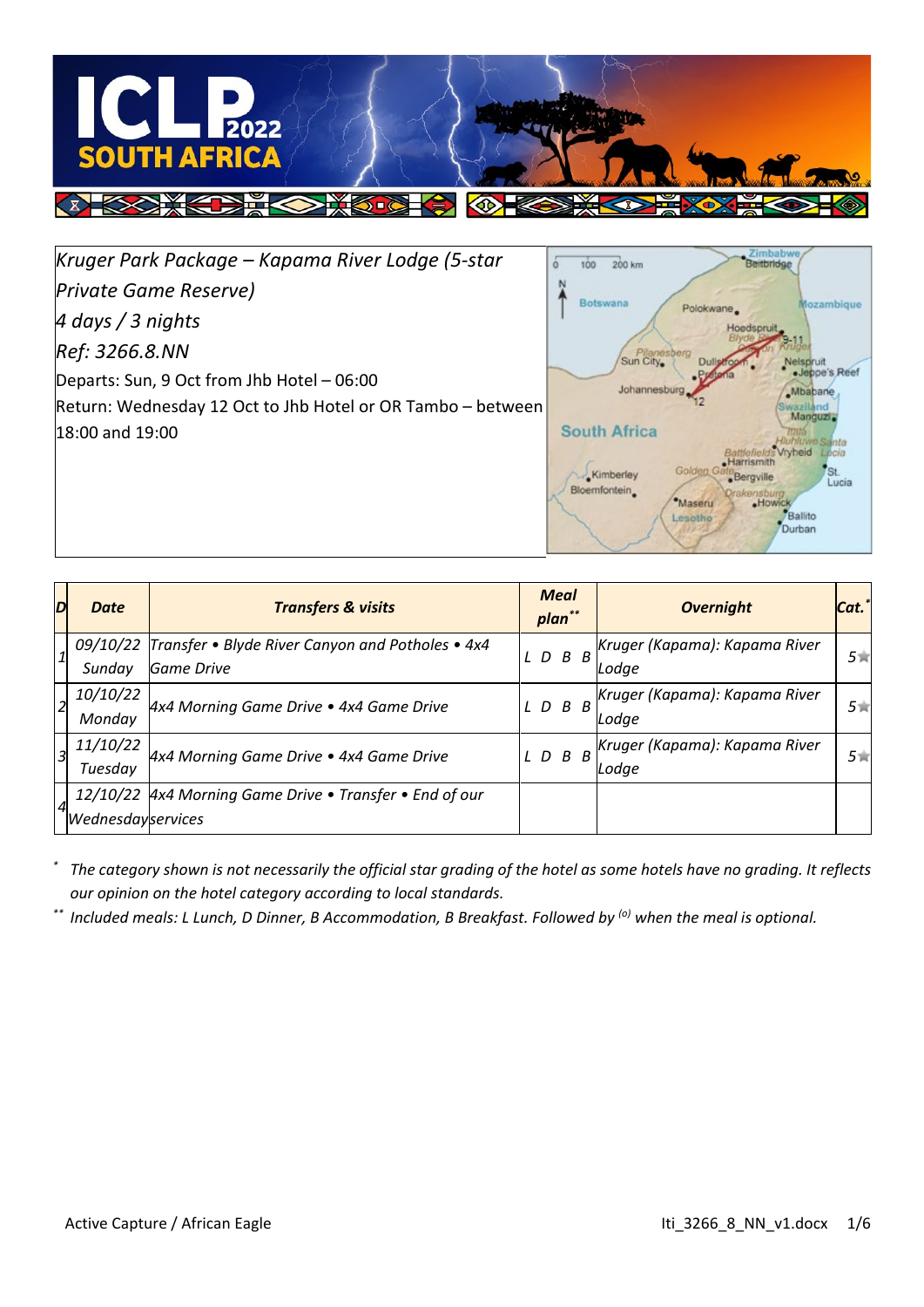*Kruger Park Package – Kapama River Lodge (5-star Private Game Reserve)*

*4 days / 3 nights*

*Ref: 3266.8.NN*

Departs: Sun, 9 Oct from Jhb Hotel – 06:00

Return: Wednesday 12 Oct to Jhb Hotel or OR Tambo – between 18:00 and 19:00

| D | Date | Transfers & visits | Meal plan** | Overnight | Cat.* |
|---|---|---|---|---|---|
| 1 | 09/10/22 Sunday | Transfer • Blyde River Canyon and Potholes • 4x4 Game Drive | L D B B | Kruger (Kapama): Kapama River Lodge | 5★ |
| 2 | 10/10/22 Monday | 4x4 Morning Game Drive • 4x4 Game Drive | L D B B | Kruger (Kapama): Kapama River Lodge | 5★ |
| 3 | 11/10/22 Tuesday | 4x4 Morning Game Drive • 4x4 Game Drive | L D B B | Kruger (Kapama): Kapama River Lodge | 5★ |
| 4 | 12/10/22 Wednesday | 4x4 Morning Game Drive • Transfer • End of our services | | | |

\* *The category shown is not necessarily the official star grading of the hotel as some hotels have no grading. It reflects our opinion on the hotel category according to local standards.*

\*\* *Included meals: L Lunch, D Dinner, B Accommodation, B Breakfast. Followed by (o) when the meal is optional.*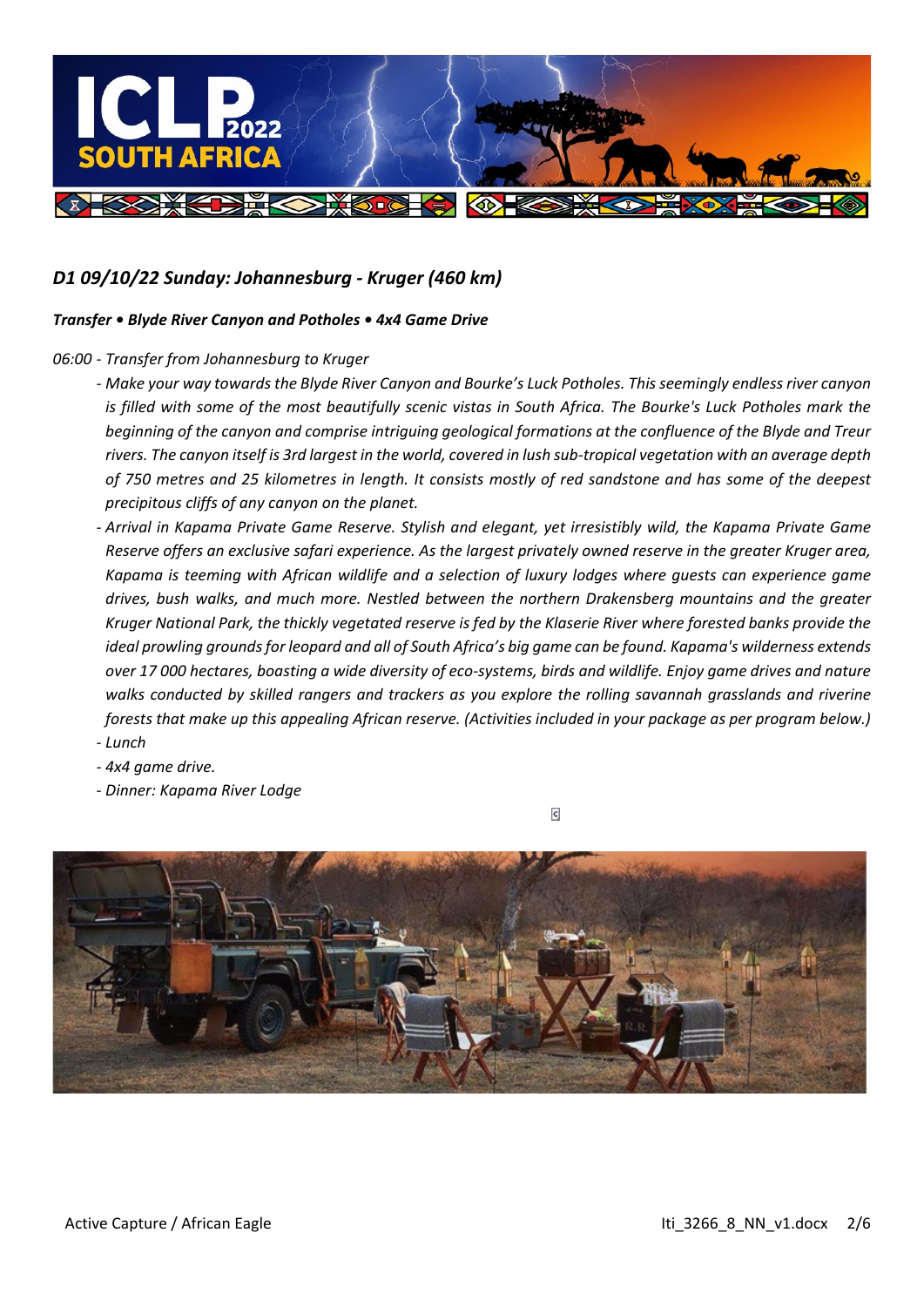## *D1 09/10/22 Sunday: Johannesburg - Kruger (460 km)*

***Transfer • Blyde River Canyon and Potholes • 4x4 Game Drive***

*06:00 - Transfer from Johannesburg to Kruger*

- *Make your way towards the Blyde River Canyon and Bourke's Luck Potholes. This seemingly endless river canyon is filled with some of the most beautifully scenic vistas in South Africa. The Bourke's Luck Potholes mark the beginning of the canyon and comprise intriguing geological formations at the confluence of the Blyde and Treur rivers. The canyon itself is 3rd largest in the world, covered in lush sub-tropical vegetation with an average depth of 750 metres and 25 kilometres in length. It consists mostly of red sandstone and has some of the deepest precipitous cliffs of any canyon on the planet.*
- *Arrival in Kapama Private Game Reserve. Stylish and elegant, yet irresistibly wild, the Kapama Private Game Reserve offers an exclusive safari experience. As the largest privately owned reserve in the greater Kruger area, Kapama is teeming with African wildlife and a selection of luxury lodges where guests can experience game drives, bush walks, and much more. Nestled between the northern Drakensberg mountains and the greater Kruger National Park, the thickly vegetated reserve is fed by the Klaserie River where forested banks provide the ideal prowling grounds for leopard and all of South Africa's big game can be found. Kapama's wilderness extends over 17 000 hectares, boasting a wide diversity of eco-systems, birds and wildlife. Enjoy game drives and nature walks conducted by skilled rangers and trackers as you explore the rolling savannah grasslands and riverine forests that make up this appealing African reserve. (Activities included in your package as per program below.)*
- *Lunch*
- *4x4 game drive.*
- *Dinner: Kapama River Lodge*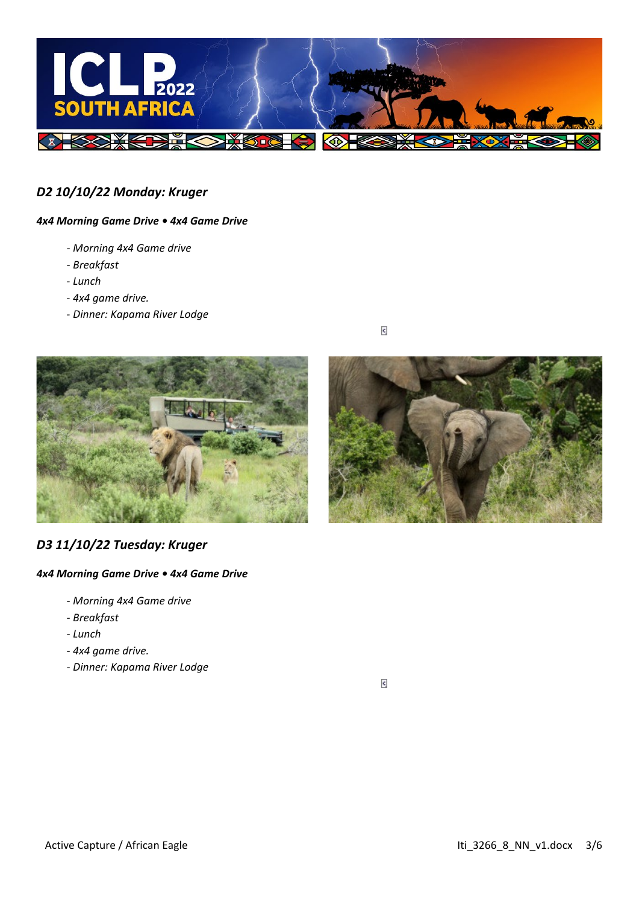### *D2 10/10/22 Monday: Kruger*

***4x4 Morning Game Drive • 4x4 Game Drive***

- *Morning 4x4 Game drive*
- *Breakfast*
- *Lunch*
- *4x4 game drive.*
- *Dinner: Kapama River Lodge*

### *D3 11/10/22 Tuesday: Kruger*

***4x4 Morning Game Drive • 4x4 Game Drive***

- *Morning 4x4 Game drive*
- *Breakfast*
- *Lunch*
- *4x4 game drive.*
- *Dinner: Kapama River Lodge*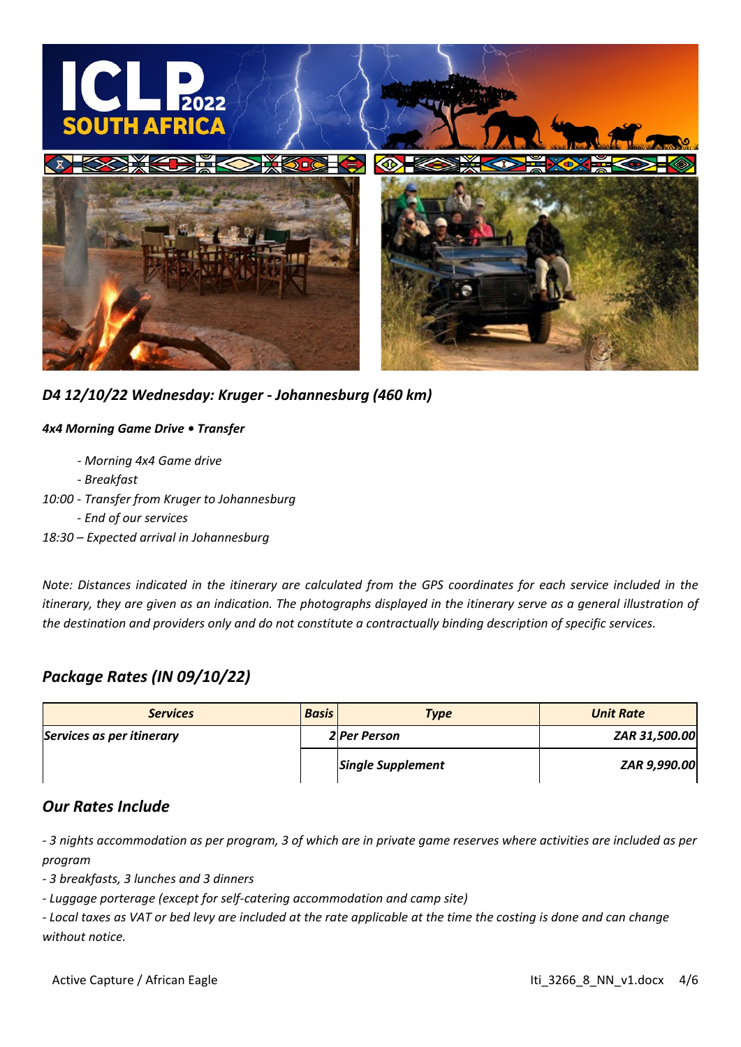*D4 12/10/22 Wednesday: Kruger - Johannesburg (460 km)*

***4x4 Morning Game Drive • Transfer***

*- Morning 4x4 Game drive*
*- Breakfast*
*10:00 - Transfer from Kruger to Johannesburg*
*- End of our services*
*18:30 – Expected arrival in Johannesburg*

*Note: Distances indicated in the itinerary are calculated from the GPS coordinates for each service included in the itinerary, they are given as an indication. The photographs displayed in the itinerary serve as a general illustration of the destination and providers only and do not constitute a contractually binding description of specific services.*

## *Package Rates (IN 09/10/22)*

| ***Services*** | ***Basis*** | ***Type*** | ***Unit Rate*** |
|---|---|---|---|
| ***Services as per itinerary*** | ***2*** | ***Per Person*** | ***ZAR 31,500.00*** |
| | | ***Single Supplement*** | ***ZAR 9,990.00*** |

## *Our Rates Include*

*- 3 nights accommodation as per program, 3 of which are in private game reserves where activities are included as per program*
*- 3 breakfasts, 3 lunches and 3 dinners*
*- Luggage porterage (except for self-catering accommodation and camp site)*
*- Local taxes as VAT or bed levy are included at the rate applicable at the time the costing is done and can change without notice.*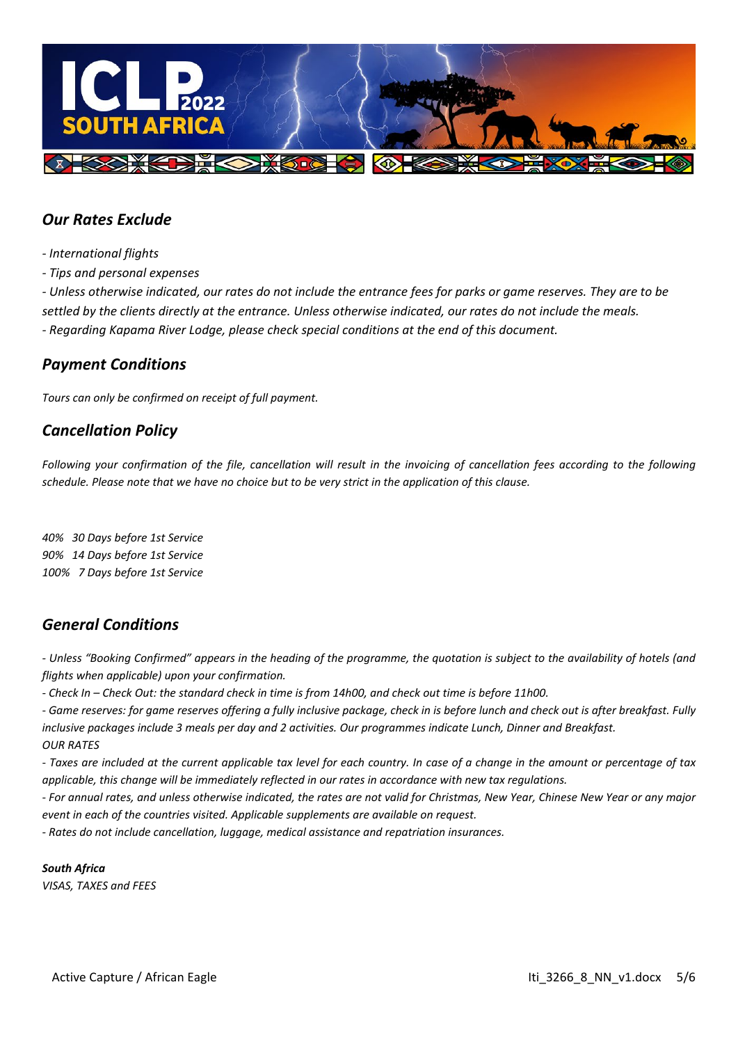## *Our Rates Exclude*

*- International flights*

*- Tips and personal expenses*

*- Unless otherwise indicated, our rates do not include the entrance fees for parks or game reserves. They are to be settled by the clients directly at the entrance. Unless otherwise indicated, our rates do not include the meals.*

*- Regarding Kapama River Lodge, please check special conditions at the end of this document.*

## *Payment Conditions*

*Tours can only be confirmed on receipt of full payment.*

## *Cancellation Policy*

*Following your confirmation of the file, cancellation will result in the invoicing of cancellation fees according to the following schedule. Please note that we have no choice but to be very strict in the application of this clause.*

*40%   30 Days before 1st Service*
*90%   14 Days before 1st Service*
*100%   7 Days before 1st Service*

## *General Conditions*

*- Unless "Booking Confirmed" appears in the heading of the programme, the quotation is subject to the availability of hotels (and flights when applicable) upon your confirmation.*

*- Check In – Check Out: the standard check in time is from 14h00, and check out time is before 11h00.*

*- Game reserves: for game reserves offering a fully inclusive package, check in is before lunch and check out is after breakfast. Fully inclusive packages include 3 meals per day and 2 activities. Our programmes indicate Lunch, Dinner and Breakfast.*
*OUR RATES*

*- Taxes are included at the current applicable tax level for each country. In case of a change in the amount or percentage of tax applicable, this change will be immediately reflected in our rates in accordance with new tax regulations.*

*- For annual rates, and unless otherwise indicated, the rates are not valid for Christmas, New Year, Chinese New Year or any major event in each of the countries visited. Applicable supplements are available on request.*

*- Rates do not include cancellation, luggage, medical assistance and repatriation insurances.*

***South Africa***
*VISAS, TAXES and FEES*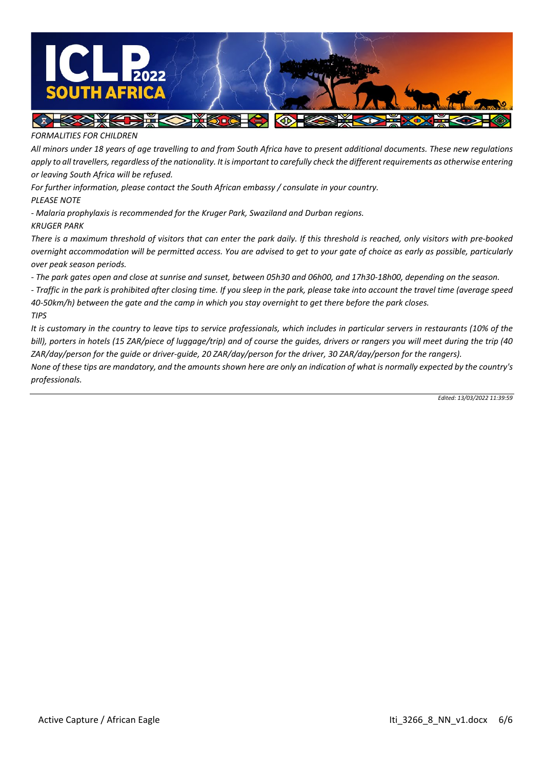*FORMALITIES FOR CHILDREN*

*All minors under 18 years of age travelling to and from South Africa have to present additional documents. These new regulations apply to all travellers, regardless of the nationality. It is important to carefully check the different requirements as otherwise entering or leaving South Africa will be refused.*

*For further information, please contact the South African embassy / consulate in your country.*

*PLEASE NOTE*

*- Malaria prophylaxis is recommended for the Kruger Park, Swaziland and Durban regions.*

*KRUGER PARK*

*There is a maximum threshold of visitors that can enter the park daily. If this threshold is reached, only visitors with pre-booked overnight accommodation will be permitted access. You are advised to get to your gate of choice as early as possible, particularly over peak season periods.*

*- The park gates open and close at sunrise and sunset, between 05h30 and 06h00, and 17h30-18h00, depending on the season.*

*- Traffic in the park is prohibited after closing time. If you sleep in the park, please take into account the travel time (average speed 40-50km/h) between the gate and the camp in which you stay overnight to get there before the park closes.*

*TIPS*

*It is customary in the country to leave tips to service professionals, which includes in particular servers in restaurants (10% of the bill), porters in hotels (15 ZAR/piece of luggage/trip) and of course the guides, drivers or rangers you will meet during the trip (40 ZAR/day/person for the guide or driver-guide, 20 ZAR/day/person for the driver, 30 ZAR/day/person for the rangers).*

*None of these tips are mandatory, and the amounts shown here are only an indication of what is normally expected by the country's professionals.*

*Edited: 13/03/2022 11:39:59*